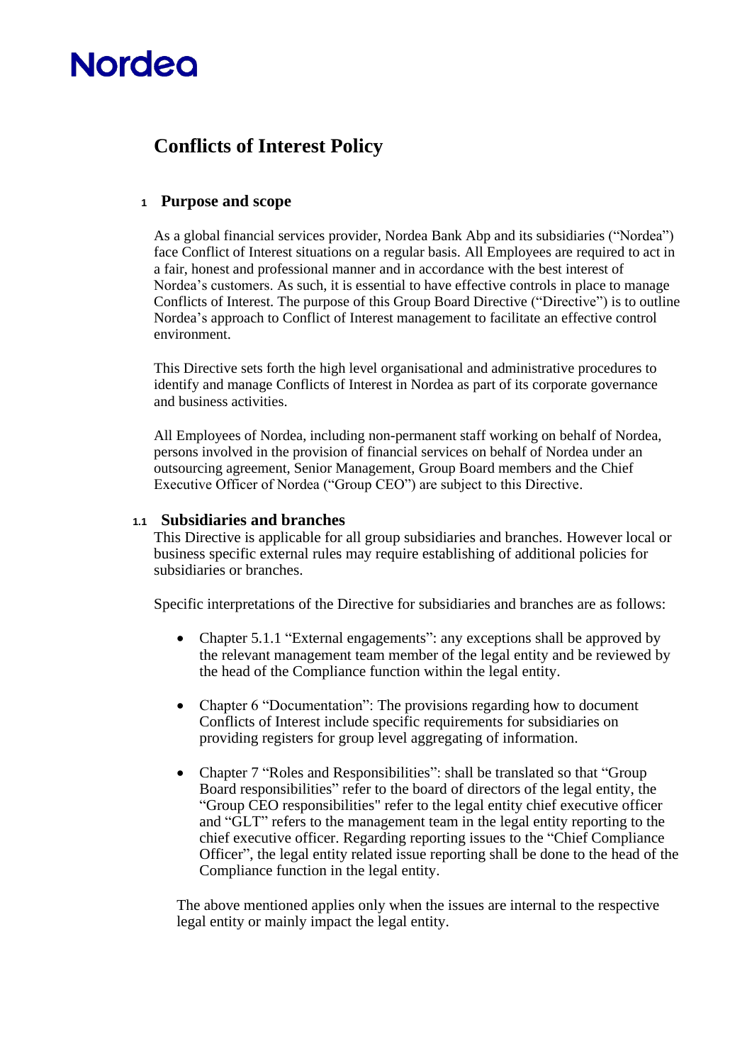Nordea

# Conflicts of Interest Policy

## 1 Purpose and scope

As a global financial services provider, Nordea Bank Abp and its subsidiaries ("Nordea") face Conflict of Interest situations on a regular basis. All Employees are required to act in a fair, honest and professional manner and in accordance with the best interest of Nordea's customers. As such, it is essential to have effective controls in place to manage Conflicts of Interest. The purpose of this Group Board Directive ("Directive") is to outline Nordea's approach to Conflict of Interest management to facilitate an effective control environment.

This Directive sets forth the high level organisational and administrative procedures to identify and manage Conflicts of Interest in Nordea as part of its corporate governance and business activities.

All Employees of Nordea, including non-permanent staff working on behalf of Nordea, persons involved in the provision of financial services on behalf of Nordea under an outsourcing agreement, Senior Management, Group Board members and the Chief Executive Officer of Nordea ("Group CEO") are subject to this Directive.

### 1.1 Subsidiaries and branches

This Directive is applicable for all group subsidiaries and branches. However local or business specific external rules may require establishing of additional policies for subsidiaries or branches.

Specific interpretations of the Directive for subsidiaries and branches are as follows:

- Chapter 5.1.1 "External engagements": any exceptions shall be approved by the relevant management team member of the legal entity and be reviewed by the head of the Compliance function within the legal entity.
- Chapter 6 "Documentation": The provisions regarding how to document Conflicts of Interest include specific requirements for subsidiaries on providing registers for group level aggregating of information.
- Chapter 7 "Roles and Responsibilities": shall be translated so that "Group Board responsibilities" refer to the board of directors of the legal entity, the "Group CEO responsibilities" refer to the legal entity chief executive officer and "GLT" refers to the management team in the legal entity reporting to the chief executive officer. Regarding reporting issues to the "Chief Compliance Officer", the legal entity related issue reporting shall be done to the head of the Compliance function in the legal entity.

The above mentioned applies only when the issues are internal to the respective legal entity or mainly impact the legal entity.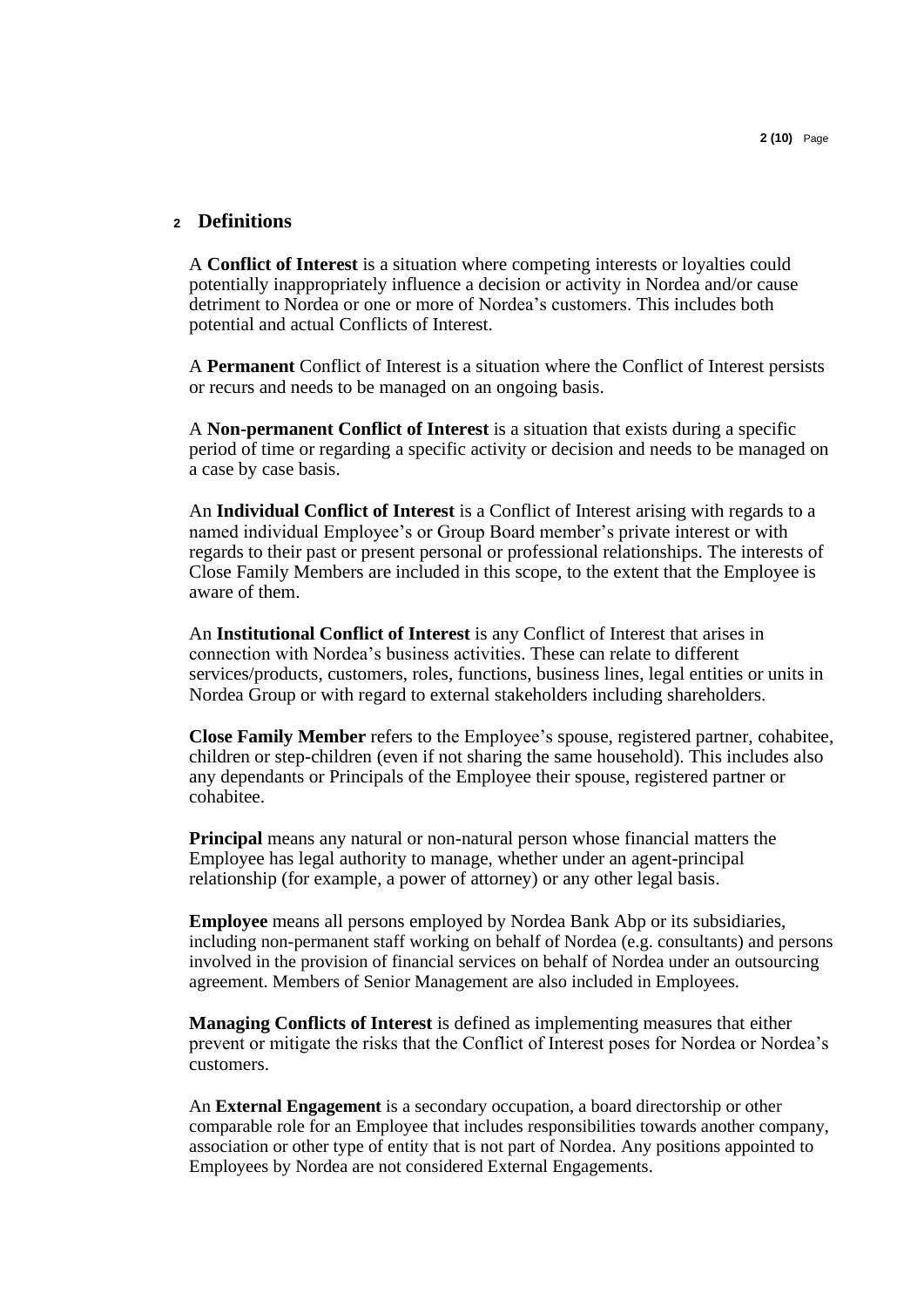## 2 Definitions

A **Conflict of Interest** is a situation where competing interests or loyalties could potentially inappropriately influence a decision or activity in Nordea and/or cause detriment to Nordea or one or more of Nordea's customers. This includes both potential and actual Conflicts of Interest.

A **Permanent** Conflict of Interest is a situation where the Conflict of Interest persists or recurs and needs to be managed on an ongoing basis.

A **Non-permanent Conflict of Interest** is a situation that exists during a specific period of time or regarding a specific activity or decision and needs to be managed on a case by case basis.

An **Individual Conflict of Interest** is a Conflict of Interest arising with regards to a named individual Employee's or Group Board member's private interest or with regards to their past or present personal or professional relationships. The interests of Close Family Members are included in this scope, to the extent that the Employee is aware of them.

An **Institutional Conflict of Interest** is any Conflict of Interest that arises in connection with Nordea's business activities. These can relate to different services/products, customers, roles, functions, business lines, legal entities or units in Nordea Group or with regard to external stakeholders including shareholders.

**Close Family Member** refers to the Employee's spouse, registered partner, cohabitee, children or step-children (even if not sharing the same household). This includes also any dependants or Principals of the Employee their spouse, registered partner or cohabitee.

**Principal** means any natural or non-natural person whose financial matters the Employee has legal authority to manage, whether under an agent-principal relationship (for example, a power of attorney) or any other legal basis.

**Employee** means all persons employed by Nordea Bank Abp or its subsidiaries, including non-permanent staff working on behalf of Nordea (e.g. consultants) and persons involved in the provision of financial services on behalf of Nordea under an outsourcing agreement. Members of Senior Management are also included in Employees.

**Managing Conflicts of Interest** is defined as implementing measures that either prevent or mitigate the risks that the Conflict of Interest poses for Nordea or Nordea's customers.

An **External Engagement** is a secondary occupation, a board directorship or other comparable role for an Employee that includes responsibilities towards another company, association or other type of entity that is not part of Nordea. Any positions appointed to Employees by Nordea are not considered External Engagements.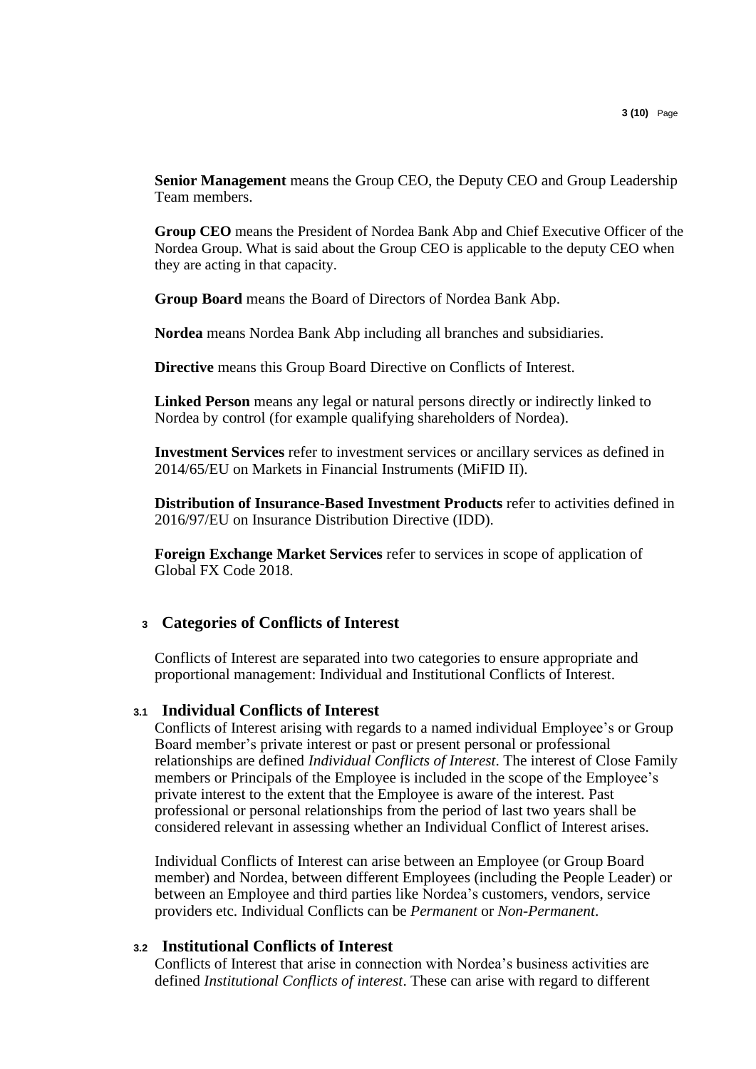**Senior Management** means the Group CEO, the Deputy CEO and Group Leadership Team members.

**Group CEO** means the President of Nordea Bank Abp and Chief Executive Officer of the Nordea Group. What is said about the Group CEO is applicable to the deputy CEO when they are acting in that capacity.

**Group Board** means the Board of Directors of Nordea Bank Abp.

**Nordea** means Nordea Bank Abp including all branches and subsidiaries.

**Directive** means this Group Board Directive on Conflicts of Interest.

**Linked Person** means any legal or natural persons directly or indirectly linked to Nordea by control (for example qualifying shareholders of Nordea).

**Investment Services** refer to investment services or ancillary services as defined in 2014/65/EU on Markets in Financial Instruments (MiFID II).

**Distribution of Insurance-Based Investment Products** refer to activities defined in 2016/97/EU on Insurance Distribution Directive (IDD).

**Foreign Exchange Market Services** refer to services in scope of application of Global FX Code 2018.

## 3 Categories of Conflicts of Interest

Conflicts of Interest are separated into two categories to ensure appropriate and proportional management: Individual and Institutional Conflicts of Interest.

### 3.1 Individual Conflicts of Interest

Conflicts of Interest arising with regards to a named individual Employee's or Group Board member's private interest or past or present personal or professional relationships are defined *Individual Conflicts of Interest*. The interest of Close Family members or Principals of the Employee is included in the scope of the Employee's private interest to the extent that the Employee is aware of the interest. Past professional or personal relationships from the period of last two years shall be considered relevant in assessing whether an Individual Conflict of Interest arises.

Individual Conflicts of Interest can arise between an Employee (or Group Board member) and Nordea, between different Employees (including the People Leader) or between an Employee and third parties like Nordea's customers, vendors, service providers etc. Individual Conflicts can be *Permanent* or *Non-Permanent*.

### 3.2 Institutional Conflicts of Interest

Conflicts of Interest that arise in connection with Nordea's business activities are defined *Institutional Conflicts of interest*. These can arise with regard to different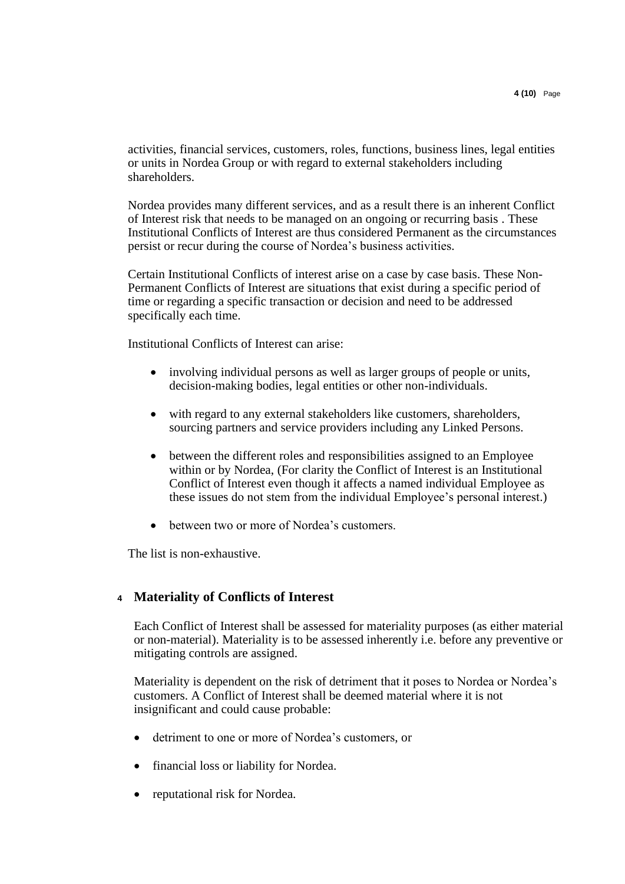activities, financial services, customers, roles, functions, business lines, legal entities or units in Nordea Group or with regard to external stakeholders including shareholders.

Nordea provides many different services, and as a result there is an inherent Conflict of Interest risk that needs to be managed on an ongoing or recurring basis . These Institutional Conflicts of Interest are thus considered Permanent as the circumstances persist or recur during the course of Nordea's business activities.

Certain Institutional Conflicts of interest arise on a case by case basis. These Non-Permanent Conflicts of Interest are situations that exist during a specific period of time or regarding a specific transaction or decision and need to be addressed specifically each time.

Institutional Conflicts of Interest can arise:

- involving individual persons as well as larger groups of people or units, decision-making bodies, legal entities or other non-individuals.
- with regard to any external stakeholders like customers, shareholders, sourcing partners and service providers including any Linked Persons.
- between the different roles and responsibilities assigned to an Employee within or by Nordea, (For clarity the Conflict of Interest is an Institutional Conflict of Interest even though it affects a named individual Employee as these issues do not stem from the individual Employee's personal interest.)
- between two or more of Nordea's customers.

The list is non-exhaustive.

## 4 Materiality of Conflicts of Interest

Each Conflict of Interest shall be assessed for materiality purposes (as either material or non-material). Materiality is to be assessed inherently i.e. before any preventive or mitigating controls are assigned.

Materiality is dependent on the risk of detriment that it poses to Nordea or Nordea's customers. A Conflict of Interest shall be deemed material where it is not insignificant and could cause probable:

- detriment to one or more of Nordea's customers, or
- financial loss or liability for Nordea.
- reputational risk for Nordea.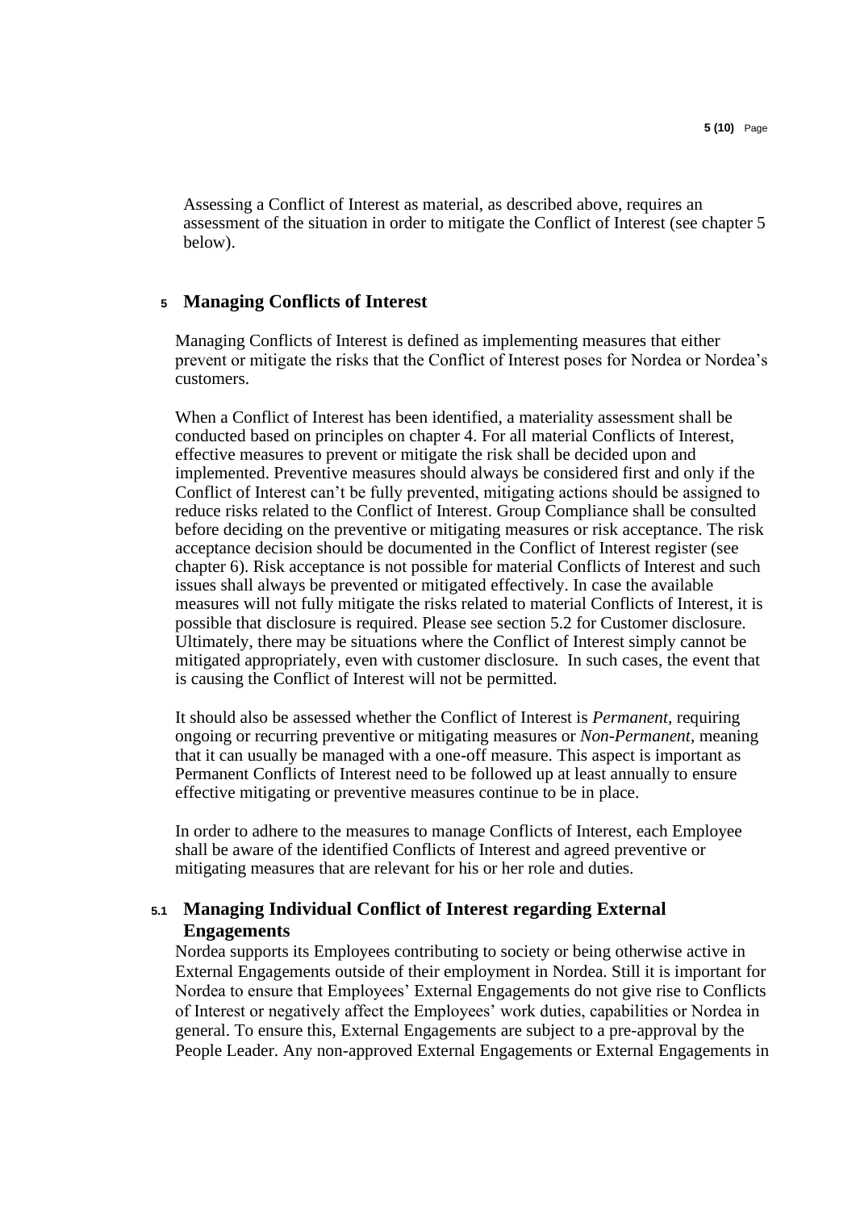Assessing a Conflict of Interest as material, as described above, requires an assessment of the situation in order to mitigate the Conflict of Interest (see chapter 5 below).

## 5 Managing Conflicts of Interest

Managing Conflicts of Interest is defined as implementing measures that either prevent or mitigate the risks that the Conflict of Interest poses for Nordea or Nordea's customers.

When a Conflict of Interest has been identified, a materiality assessment shall be conducted based on principles on chapter 4. For all material Conflicts of Interest, effective measures to prevent or mitigate the risk shall be decided upon and implemented. Preventive measures should always be considered first and only if the Conflict of Interest can't be fully prevented, mitigating actions should be assigned to reduce risks related to the Conflict of Interest. Group Compliance shall be consulted before deciding on the preventive or mitigating measures or risk acceptance. The risk acceptance decision should be documented in the Conflict of Interest register (see chapter 6). Risk acceptance is not possible for material Conflicts of Interest and such issues shall always be prevented or mitigated effectively. In case the available measures will not fully mitigate the risks related to material Conflicts of Interest, it is possible that disclosure is required. Please see section 5.2 for Customer disclosure. Ultimately, there may be situations where the Conflict of Interest simply cannot be mitigated appropriately, even with customer disclosure. In such cases, the event that is causing the Conflict of Interest will not be permitted.

It should also be assessed whether the Conflict of Interest is *Permanent*, requiring ongoing or recurring preventive or mitigating measures or *Non-Permanent*, meaning that it can usually be managed with a one-off measure. This aspect is important as Permanent Conflicts of Interest need to be followed up at least annually to ensure effective mitigating or preventive measures continue to be in place.

In order to adhere to the measures to manage Conflicts of Interest, each Employee shall be aware of the identified Conflicts of Interest and agreed preventive or mitigating measures that are relevant for his or her role and duties.

### 5.1 Managing Individual Conflict of Interest regarding External Engagements

Nordea supports its Employees contributing to society or being otherwise active in External Engagements outside of their employment in Nordea. Still it is important for Nordea to ensure that Employees' External Engagements do not give rise to Conflicts of Interest or negatively affect the Employees' work duties, capabilities or Nordea in general. To ensure this, External Engagements are subject to a pre-approval by the People Leader. Any non-approved External Engagements or External Engagements in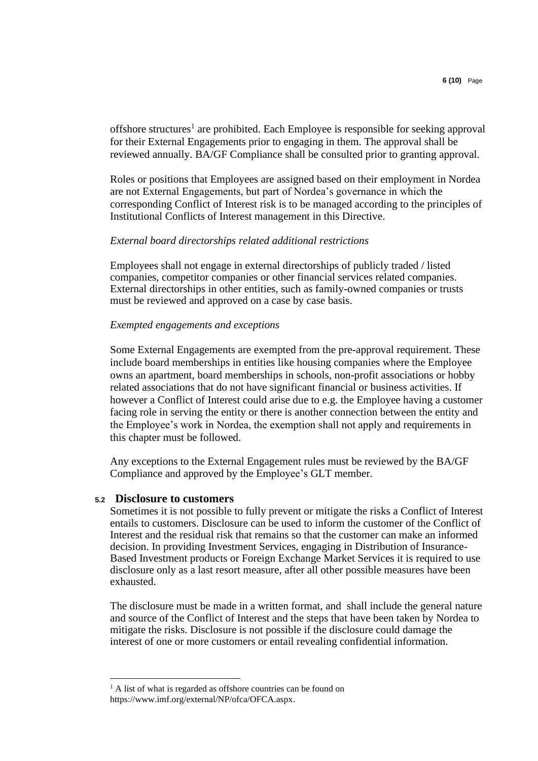offshore structures[1] are prohibited. Each Employee is responsible for seeking approval for their External Engagements prior to engaging in them. The approval shall be reviewed annually. BA/GF Compliance shall be consulted prior to granting approval.

Roles or positions that Employees are assigned based on their employment in Nordea are not External Engagements, but part of Nordea's governance in which the corresponding Conflict of Interest risk is to be managed according to the principles of Institutional Conflicts of Interest management in this Directive.

*External board directorships related additional restrictions*

Employees shall not engage in external directorships of publicly traded / listed companies, competitor companies or other financial services related companies. External directorships in other entities, such as family-owned companies or trusts must be reviewed and approved on a case by case basis.

*Exempted engagements and exceptions*

Some External Engagements are exempted from the pre-approval requirement. These include board memberships in entities like housing companies where the Employee owns an apartment, board memberships in schools, non-profit associations or hobby related associations that do not have significant financial or business activities. If however a Conflict of Interest could arise due to e.g. the Employee having a customer facing role in serving the entity or there is another connection between the entity and the Employee's work in Nordea, the exemption shall not apply and requirements in this chapter must be followed.

Any exceptions to the External Engagement rules must be reviewed by the BA/GF Compliance and approved by the Employee's GLT member.

### 5.2 Disclosure to customers

Sometimes it is not possible to fully prevent or mitigate the risks a Conflict of Interest entails to customers. Disclosure can be used to inform the customer of the Conflict of Interest and the residual risk that remains so that the customer can make an informed decision. In providing Investment Services, engaging in Distribution of Insurance-Based Investment products or Foreign Exchange Market Services it is required to use disclosure only as a last resort measure, after all other possible measures have been exhausted.

The disclosure must be made in a written format, and shall include the general nature and source of the Conflict of Interest and the steps that have been taken by Nordea to mitigate the risks. Disclosure is not possible if the disclosure could damage the interest of one or more customers or entail revealing confidential information.

---

[1] A list of what is regarded as offshore countries can be found on https://www.imf.org/external/NP/ofca/OFCA.aspx.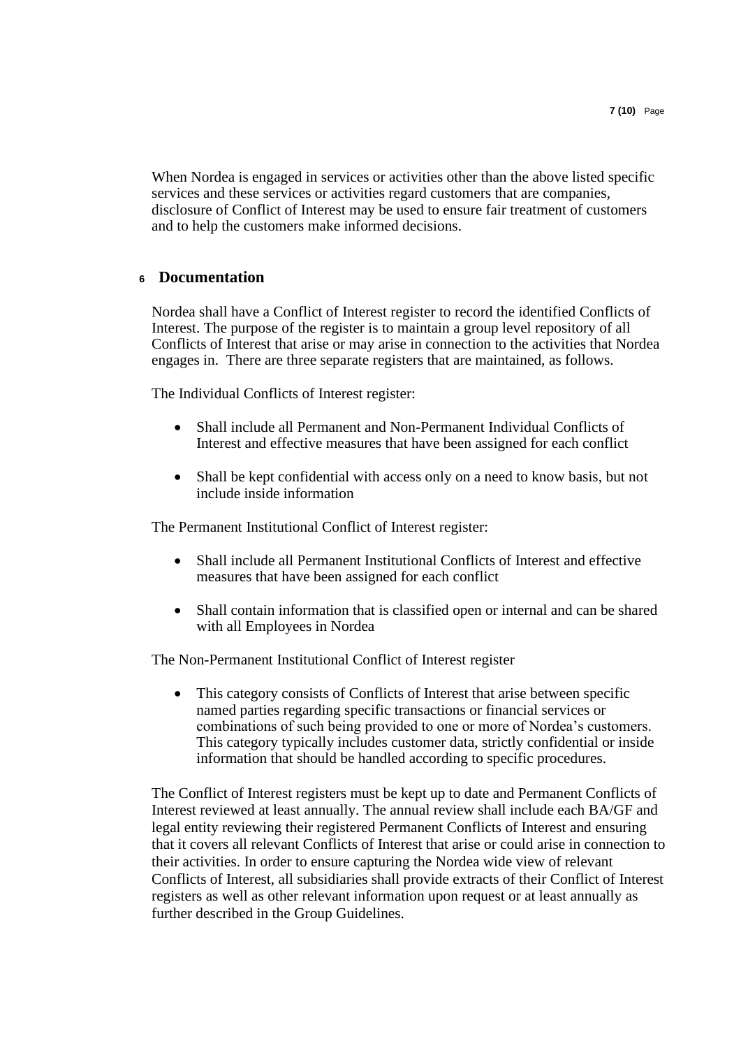When Nordea is engaged in services or activities other than the above listed specific services and these services or activities regard customers that are companies, disclosure of Conflict of Interest may be used to ensure fair treatment of customers and to help the customers make informed decisions.

## 6 Documentation

Nordea shall have a Conflict of Interest register to record the identified Conflicts of Interest. The purpose of the register is to maintain a group level repository of all Conflicts of Interest that arise or may arise in connection to the activities that Nordea engages in. There are three separate registers that are maintained, as follows.

The Individual Conflicts of Interest register:

- Shall include all Permanent and Non-Permanent Individual Conflicts of Interest and effective measures that have been assigned for each conflict
- Shall be kept confidential with access only on a need to know basis, but not include inside information

The Permanent Institutional Conflict of Interest register:

- Shall include all Permanent Institutional Conflicts of Interest and effective measures that have been assigned for each conflict
- Shall contain information that is classified open or internal and can be shared with all Employees in Nordea

The Non-Permanent Institutional Conflict of Interest register

- This category consists of Conflicts of Interest that arise between specific named parties regarding specific transactions or financial services or combinations of such being provided to one or more of Nordea's customers. This category typically includes customer data, strictly confidential or inside information that should be handled according to specific procedures.

The Conflict of Interest registers must be kept up to date and Permanent Conflicts of Interest reviewed at least annually. The annual review shall include each BA/GF and legal entity reviewing their registered Permanent Conflicts of Interest and ensuring that it covers all relevant Conflicts of Interest that arise or could arise in connection to their activities. In order to ensure capturing the Nordea wide view of relevant Conflicts of Interest, all subsidiaries shall provide extracts of their Conflict of Interest registers as well as other relevant information upon request or at least annually as further described in the Group Guidelines.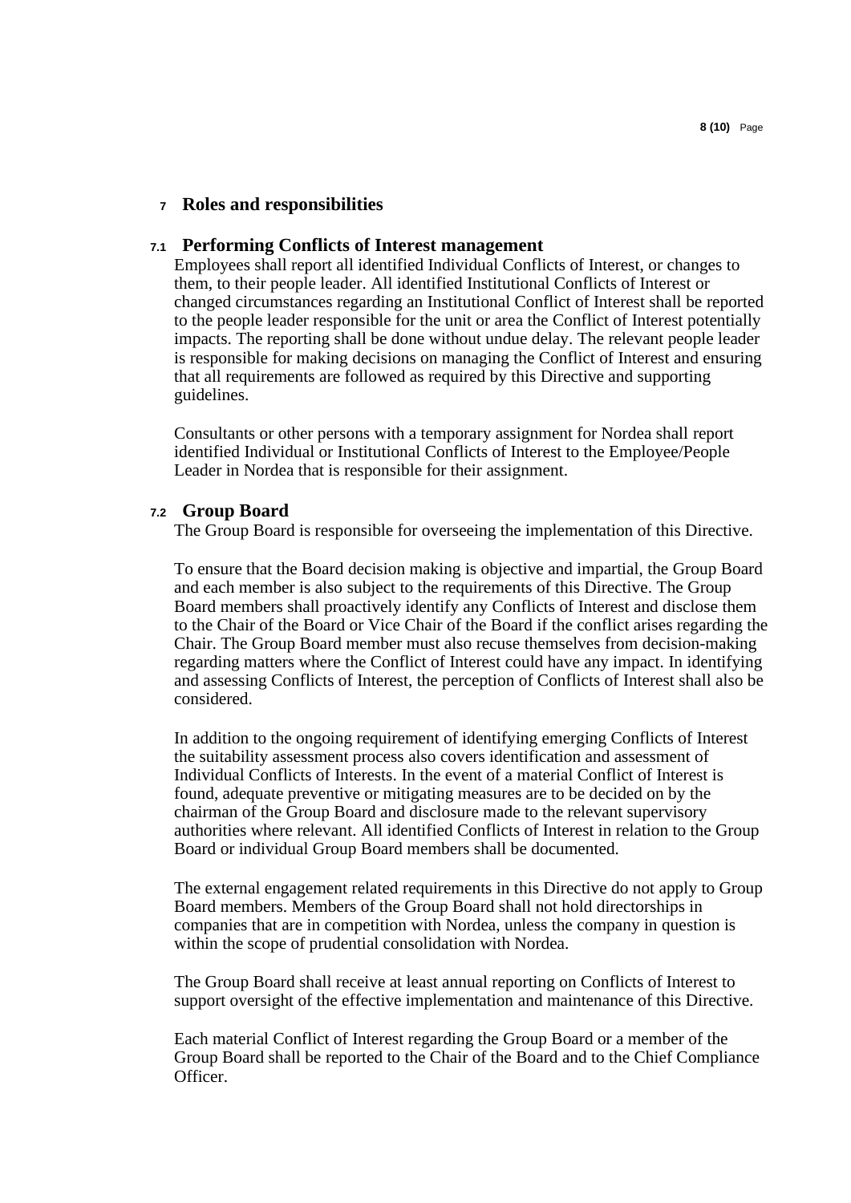# 7 Roles and responsibilities

## 7.1 Performing Conflicts of Interest management

Employees shall report all identified Individual Conflicts of Interest, or changes to them, to their people leader. All identified Institutional Conflicts of Interest or changed circumstances regarding an Institutional Conflict of Interest shall be reported to the people leader responsible for the unit or area the Conflict of Interest potentially impacts. The reporting shall be done without undue delay. The relevant people leader is responsible for making decisions on managing the Conflict of Interest and ensuring that all requirements are followed as required by this Directive and supporting guidelines.

Consultants or other persons with a temporary assignment for Nordea shall report identified Individual or Institutional Conflicts of Interest to the Employee/People Leader in Nordea that is responsible for their assignment.

## 7.2 Group Board

The Group Board is responsible for overseeing the implementation of this Directive.

To ensure that the Board decision making is objective and impartial, the Group Board and each member is also subject to the requirements of this Directive. The Group Board members shall proactively identify any Conflicts of Interest and disclose them to the Chair of the Board or Vice Chair of the Board if the conflict arises regarding the Chair. The Group Board member must also recuse themselves from decision-making regarding matters where the Conflict of Interest could have any impact. In identifying and assessing Conflicts of Interest, the perception of Conflicts of Interest shall also be considered.

In addition to the ongoing requirement of identifying emerging Conflicts of Interest the suitability assessment process also covers identification and assessment of Individual Conflicts of Interests. In the event of a material Conflict of Interest is found, adequate preventive or mitigating measures are to be decided on by the chairman of the Group Board and disclosure made to the relevant supervisory authorities where relevant. All identified Conflicts of Interest in relation to the Group Board or individual Group Board members shall be documented.

The external engagement related requirements in this Directive do not apply to Group Board members. Members of the Group Board shall not hold directorships in companies that are in competition with Nordea, unless the company in question is within the scope of prudential consolidation with Nordea.

The Group Board shall receive at least annual reporting on Conflicts of Interest to support oversight of the effective implementation and maintenance of this Directive.

Each material Conflict of Interest regarding the Group Board or a member of the Group Board shall be reported to the Chair of the Board and to the Chief Compliance Officer.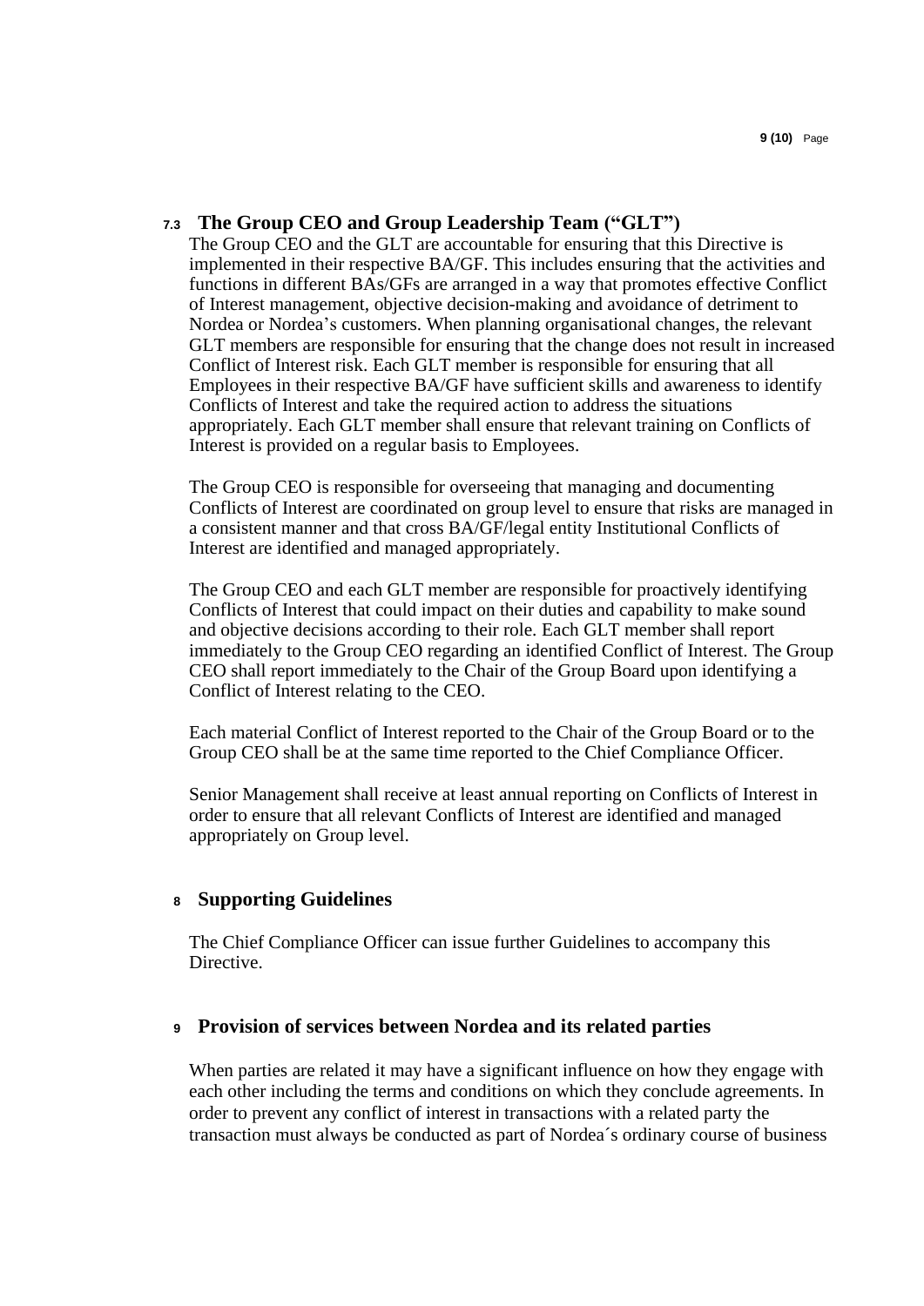### 7.3 The Group CEO and Group Leadership Team ("GLT")

The Group CEO and the GLT are accountable for ensuring that this Directive is implemented in their respective BA/GF. This includes ensuring that the activities and functions in different BAs/GFs are arranged in a way that promotes effective Conflict of Interest management, objective decision-making and avoidance of detriment to Nordea or Nordea's customers. When planning organisational changes, the relevant GLT members are responsible for ensuring that the change does not result in increased Conflict of Interest risk. Each GLT member is responsible for ensuring that all Employees in their respective BA/GF have sufficient skills and awareness to identify Conflicts of Interest and take the required action to address the situations appropriately. Each GLT member shall ensure that relevant training on Conflicts of Interest is provided on a regular basis to Employees.

The Group CEO is responsible for overseeing that managing and documenting Conflicts of Interest are coordinated on group level to ensure that risks are managed in a consistent manner and that cross BA/GF/legal entity Institutional Conflicts of Interest are identified and managed appropriately.

The Group CEO and each GLT member are responsible for proactively identifying Conflicts of Interest that could impact on their duties and capability to make sound and objective decisions according to their role. Each GLT member shall report immediately to the Group CEO regarding an identified Conflict of Interest. The Group CEO shall report immediately to the Chair of the Group Board upon identifying a Conflict of Interest relating to the CEO.

Each material Conflict of Interest reported to the Chair of the Group Board or to the Group CEO shall be at the same time reported to the Chief Compliance Officer.

Senior Management shall receive at least annual reporting on Conflicts of Interest in order to ensure that all relevant Conflicts of Interest are identified and managed appropriately on Group level.

## 8 Supporting Guidelines

The Chief Compliance Officer can issue further Guidelines to accompany this Directive.

## 9 Provision of services between Nordea and its related parties

When parties are related it may have a significant influence on how they engage with each other including the terms and conditions on which they conclude agreements. In order to prevent any conflict of interest in transactions with a related party the transaction must always be conducted as part of Nordea´s ordinary course of business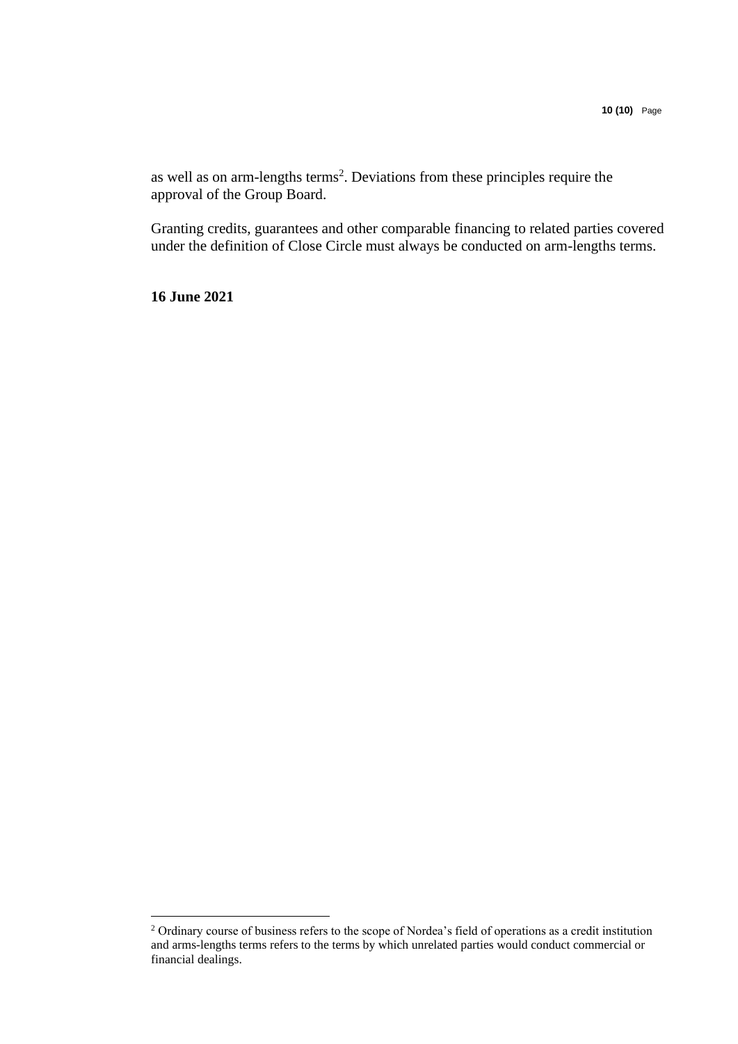as well as on arm-lengths terms[2]. Deviations from these principles require the approval of the Group Board.

Granting credits, guarantees and other comparable financing to related parties covered under the definition of Close Circle must always be conducted on arm-lengths terms.

**16 June 2021**

[2] Ordinary course of business refers to the scope of Nordea's field of operations as a credit institution and arms-lengths terms refers to the terms by which unrelated parties would conduct commercial or financial dealings.